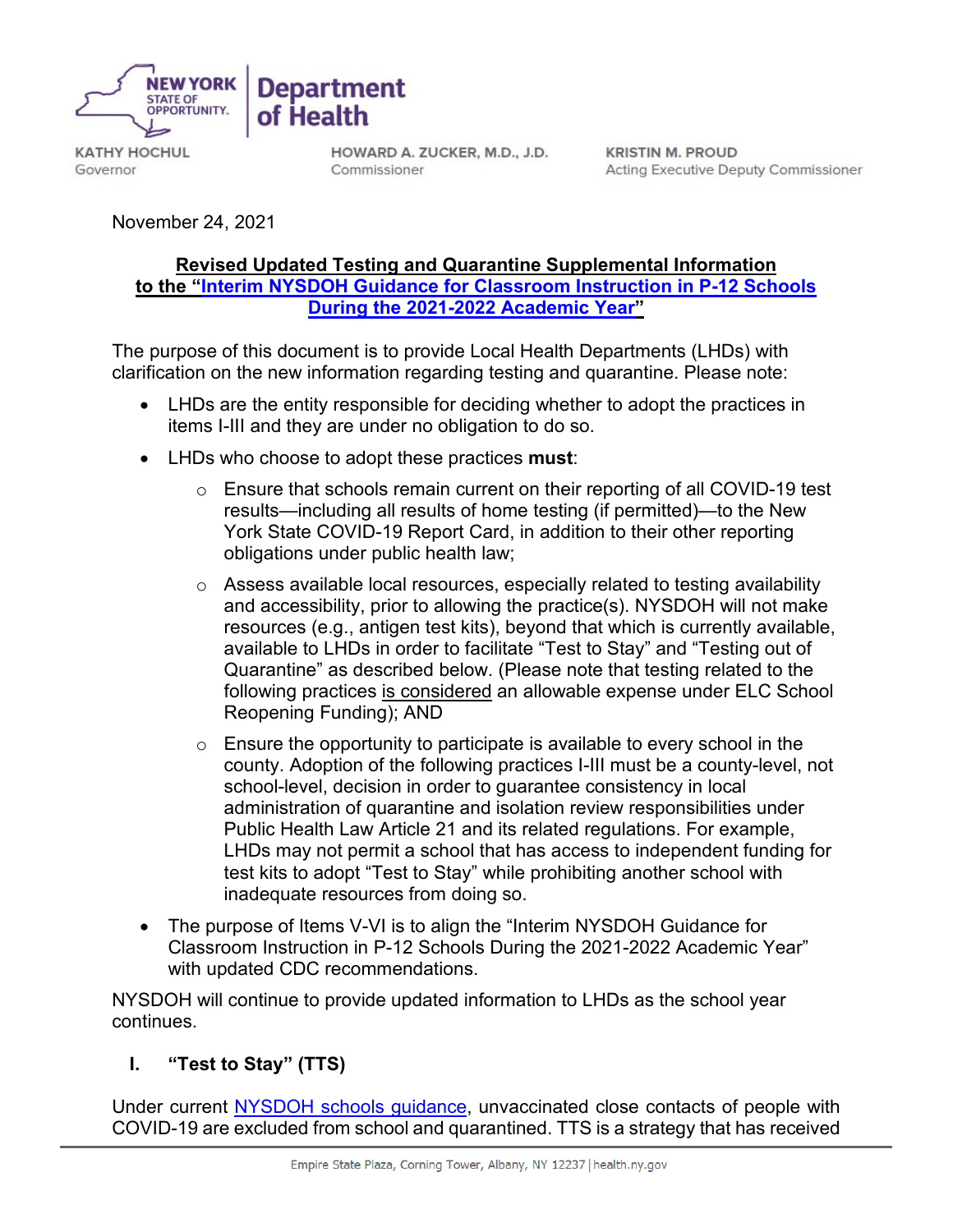NEW YORK STATE OF OPPORTUNITY. | Department of Health

KATHY HOCHUL
Governor

HOWARD A. ZUCKER, M.D., J.D.
Commissioner

KRISTIN M. PROUD
Acting Executive Deputy Commissioner

November 24, 2021

**Revised Updated Testing and Quarantine Supplemental Information to the "Interim NYSDOH Guidance for Classroom Instruction in P-12 Schools During the 2021-2022 Academic Year"**

The purpose of this document is to provide Local Health Departments (LHDs) with clarification on the new information regarding testing and quarantine. Please note:

- LHDs are the entity responsible for deciding whether to adopt the practices in items I-III and they are under no obligation to do so.
- LHDs who choose to adopt these practices **must**:
  - Ensure that schools remain current on their reporting of all COVID-19 test results—including all results of home testing (if permitted)—to the New York State COVID-19 Report Card, in addition to their other reporting obligations under public health law;
  - Assess available local resources, especially related to testing availability and accessibility, prior to allowing the practice(s). NYSDOH will not make resources (e.g., antigen test kits), beyond that which is currently available, available to LHDs in order to facilitate "Test to Stay" and "Testing out of Quarantine" as described below. (Please note that testing related to the following practices is considered an allowable expense under ELC School Reopening Funding); AND
  - Ensure the opportunity to participate is available to every school in the county. Adoption of the following practices I-III must be a county-level, not school-level, decision in order to guarantee consistency in local administration of quarantine and isolation review responsibilities under Public Health Law Article 21 and its related regulations. For example, LHDs may not permit a school that has access to independent funding for test kits to adopt "Test to Stay" while prohibiting another school with inadequate resources from doing so.
- The purpose of Items V-VI is to align the "Interim NYSDOH Guidance for Classroom Instruction in P-12 Schools During the 2021-2022 Academic Year" with updated CDC recommendations.

NYSDOH will continue to provide updated information to LHDs as the school year continues.

## I. "Test to Stay" (TTS)

Under current NYSDOH schools guidance, unvaccinated close contacts of people with COVID-19 are excluded from school and quarantined. TTS is a strategy that has received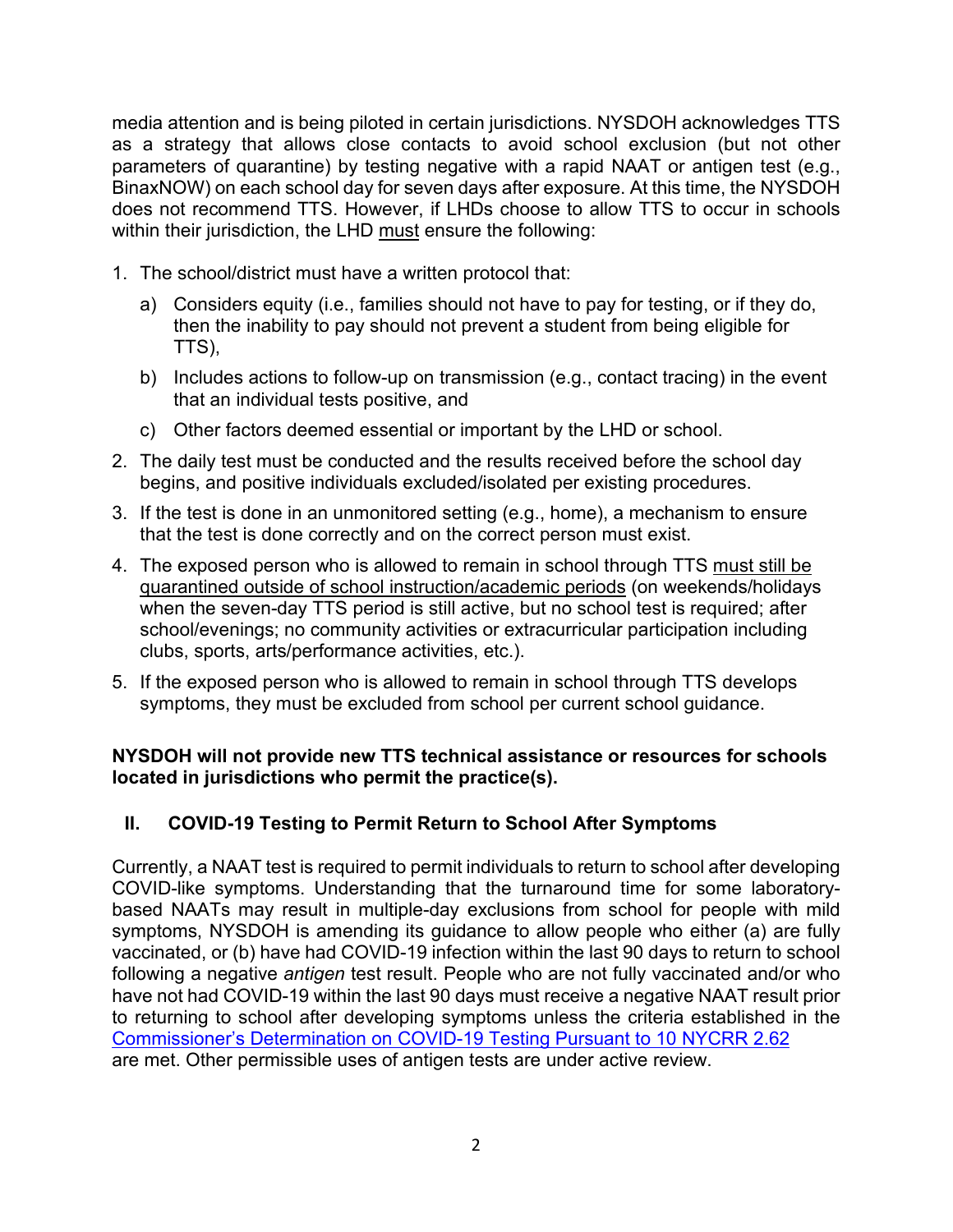media attention and is being piloted in certain jurisdictions. NYSDOH acknowledges TTS as a strategy that allows close contacts to avoid school exclusion (but not other parameters of quarantine) by testing negative with a rapid NAAT or antigen test (e.g., BinaxNOW) on each school day for seven days after exposure. At this time, the NYSDOH does not recommend TTS. However, if LHDs choose to allow TTS to occur in schools within their jurisdiction, the LHD <u>must</u> ensure the following:

1. The school/district must have a written protocol that:
   a) Considers equity (i.e., families should not have to pay for testing, or if they do, then the inability to pay should not prevent a student from being eligible for TTS),
   b) Includes actions to follow-up on transmission (e.g., contact tracing) in the event that an individual tests positive, and
   c) Other factors deemed essential or important by the LHD or school.
2. The daily test must be conducted and the results received before the school day begins, and positive individuals excluded/isolated per existing procedures.
3. If the test is done in an unmonitored setting (e.g., home), a mechanism to ensure that the test is done correctly and on the correct person must exist.
4. The exposed person who is allowed to remain in school through TTS <u>must still be quarantined outside of school instruction/academic periods</u> (on weekends/holidays when the seven-day TTS period is still active, but no school test is required; after school/evenings; no community activities or extracurricular participation including clubs, sports, arts/performance activities, etc.).
5. If the exposed person who is allowed to remain in school through TTS develops symptoms, they must be excluded from school per current school guidance.

**NYSDOH will not provide new TTS technical assistance or resources for schools located in jurisdictions who permit the practice(s).**

## II. COVID-19 Testing to Permit Return to School After Symptoms

Currently, a NAAT test is required to permit individuals to return to school after developing COVID-like symptoms. Understanding that the turnaround time for some laboratory-based NAATs may result in multiple-day exclusions from school for people with mild symptoms, NYSDOH is amending its guidance to allow people who either (a) are fully vaccinated, or (b) have had COVID-19 infection within the last 90 days to return to school following a negative *antigen* test result. People who are not fully vaccinated and/or who have not had COVID-19 within the last 90 days must receive a negative NAAT result prior to returning to school after developing symptoms unless the criteria established in the Commissioner's Determination on COVID-19 Testing Pursuant to 10 NYCRR 2.62 are met. Other permissible uses of antigen tests are under active review.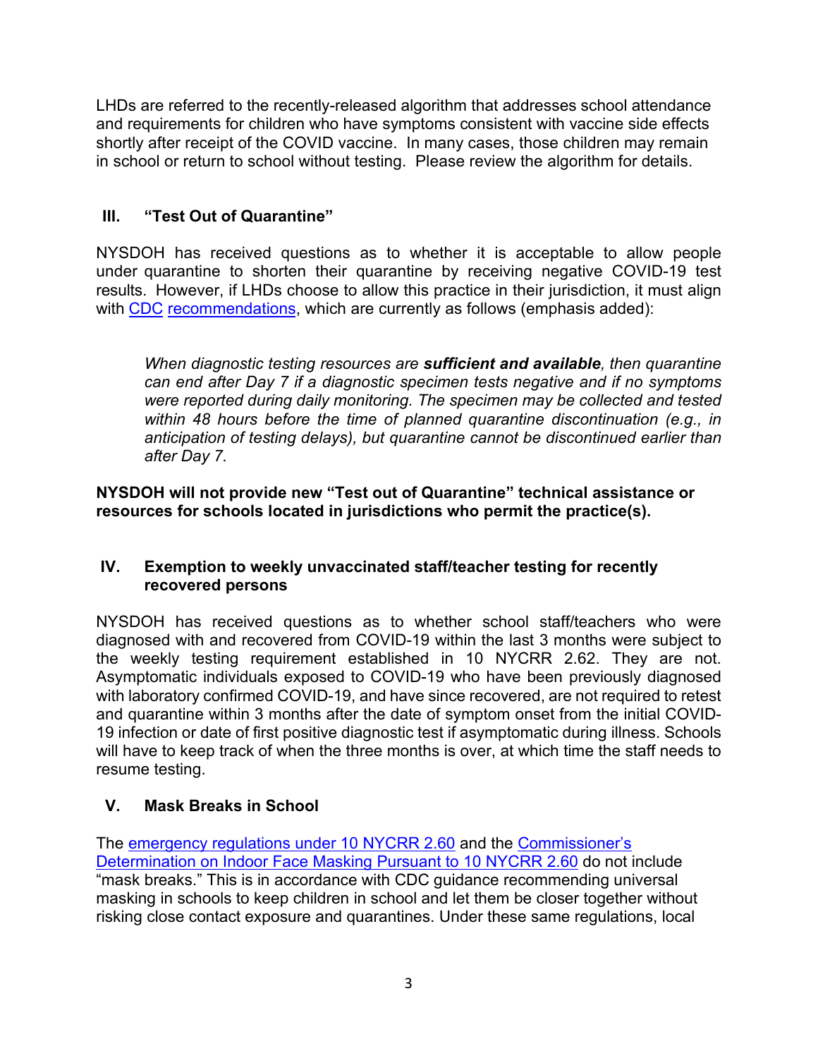LHDs are referred to the recently-released algorithm that addresses school attendance and requirements for children who have symptoms consistent with vaccine side effects shortly after receipt of the COVID vaccine. In many cases, those children may remain in school or return to school without testing. Please review the algorithm for details.

## III. "Test Out of Quarantine"

NYSDOH has received questions as to whether it is acceptable to allow people under quarantine to shorten their quarantine by receiving negative COVID-19 test results. However, if LHDs choose to allow this practice in their jurisdiction, it must align with [CDC](#) [recommendations](#), which are currently as follows (emphasis added):

> *When diagnostic testing resources are **sufficient and available**, then quarantine can end after Day 7 if a diagnostic specimen tests negative and if no symptoms were reported during daily monitoring. The specimen may be collected and tested within 48 hours before the time of planned quarantine discontinuation (e.g., in anticipation of testing delays), but quarantine cannot be discontinued earlier than after Day 7.*

**NYSDOH will not provide new "Test out of Quarantine" technical assistance or resources for schools located in jurisdictions who permit the practice(s).**

## IV. Exemption to weekly unvaccinated staff/teacher testing for recently recovered persons

NYSDOH has received questions as to whether school staff/teachers who were diagnosed with and recovered from COVID-19 within the last 3 months were subject to the weekly testing requirement established in 10 NYCRR 2.62. They are not. Asymptomatic individuals exposed to COVID-19 who have been previously diagnosed with laboratory confirmed COVID-19, and have since recovered, are not required to retest and quarantine within 3 months after the date of symptom onset from the initial COVID-19 infection or date of first positive diagnostic test if asymptomatic during illness. Schools will have to keep track of when the three months is over, at which time the staff needs to resume testing.

## V. Mask Breaks in School

The [emergency regulations under 10 NYCRR 2.60](#) and the [Commissioner's Determination on Indoor Face Masking Pursuant to 10 NYCRR 2.60](#) do not include "mask breaks." This is in accordance with CDC guidance recommending universal masking in schools to keep children in school and let them be closer together without risking close contact exposure and quarantines. Under these same regulations, local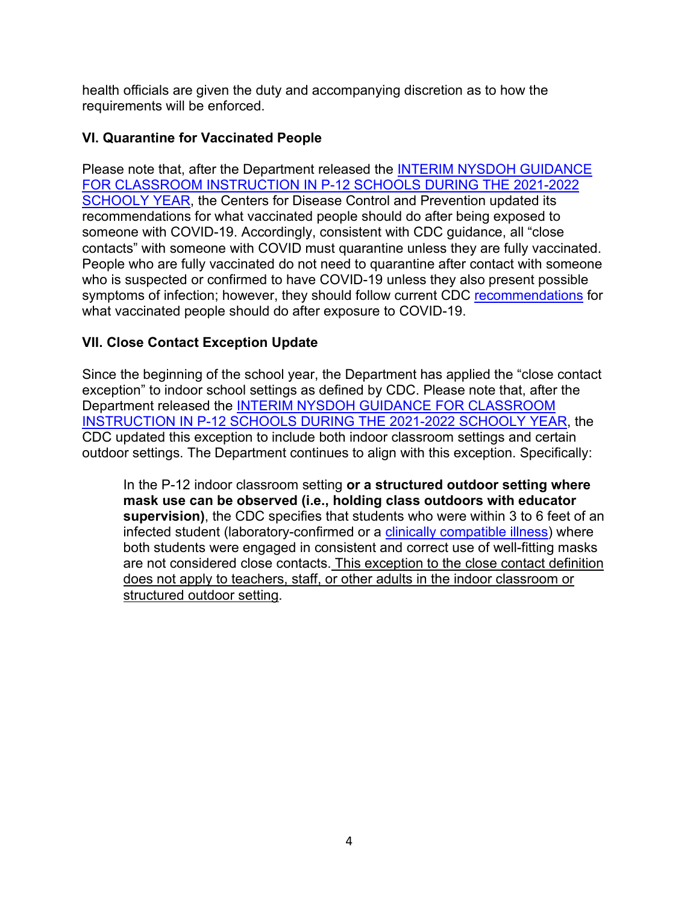health officials are given the duty and accompanying discretion as to how the requirements will be enforced.

### VI. Quarantine for Vaccinated People

Please note that, after the Department released the INTERIM NYSDOH GUIDANCE FOR CLASSROOM INSTRUCTION IN P-12 SCHOOLS DURING THE 2021-2022 SCHOOLY YEAR, the Centers for Disease Control and Prevention updated its recommendations for what vaccinated people should do after being exposed to someone with COVID-19. Accordingly, consistent with CDC guidance, all "close contacts" with someone with COVID must quarantine unless they are fully vaccinated. People who are fully vaccinated do not need to quarantine after contact with someone who is suspected or confirmed to have COVID-19 unless they also present possible symptoms of infection; however, they should follow current CDC recommendations for what vaccinated people should do after exposure to COVID-19.

### VII. Close Contact Exception Update

Since the beginning of the school year, the Department has applied the "close contact exception" to indoor school settings as defined by CDC. Please note that, after the Department released the INTERIM NYSDOH GUIDANCE FOR CLASSROOM INSTRUCTION IN P-12 SCHOOLS DURING THE 2021-2022 SCHOOLY YEAR, the CDC updated this exception to include both indoor classroom settings and certain outdoor settings. The Department continues to align with this exception. Specifically:

> In the P-12 indoor classroom setting **or a structured outdoor setting where mask use can be observed (i.e., holding class outdoors with educator supervision)**, the CDC specifies that students who were within 3 to 6 feet of an infected student (laboratory-confirmed or a clinically compatible illness) where both students were engaged in consistent and correct use of well-fitting masks are not considered close contacts. <u>This exception to the close contact definition does not apply to teachers, staff, or other adults in the indoor classroom or structured outdoor setting</u>.